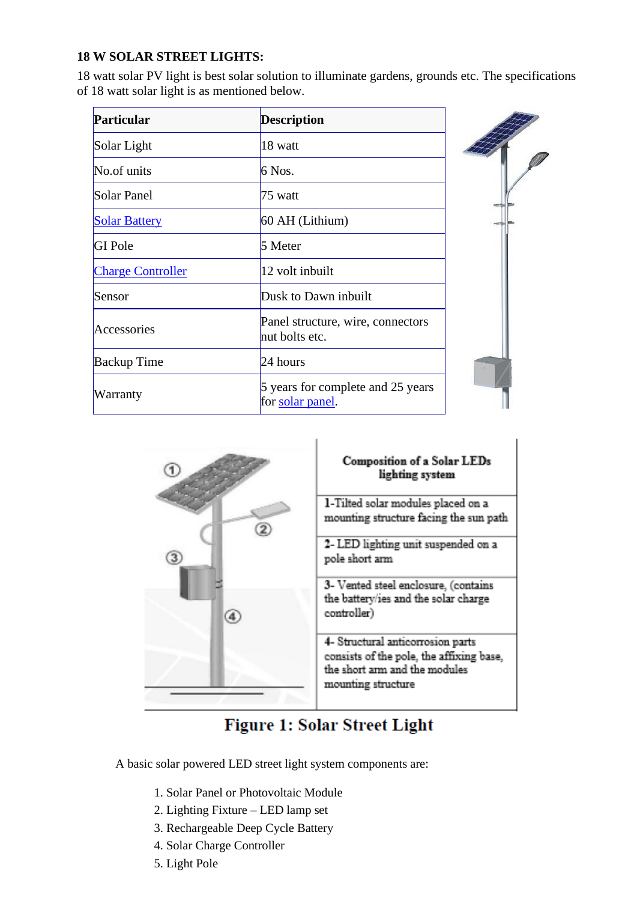**18 W SOLAR STREET LIGHTS:**

18 watt solar PV light is best solar solution to illuminate gardens, grounds etc. The specifications of 18 watt solar light is as mentioned below.

| Particular | Description |
|---|---|
| Solar Light | 18 watt |
| No.of units | 6 Nos. |
| Solar Panel | 75 watt |
| Solar Battery | 60 AH (Lithium) |
| GI Pole | 5 Meter |
| Charge Controller | 12 volt inbuilt |
| Sensor | Dusk to Dawn inbuilt |
| Accessories | Panel structure, wire, connectors nut bolts etc. |
| Backup Time | 24 hours |
| Warranty | 5 years for complete and 25 years for solar panel. |

| Composition of a Solar LEDs lighting system |
|---|
| 1-Tilted solar modules placed on a mounting structure facing the sun path |
| 2- LED lighting unit suspended on a pole short arm |
| 3- Vented steel enclosure, (contains the battery/ies and the solar charge controller) |
| 4- Structural anticorrosion parts consists of the pole, the affixing base, the short arm and the modules mounting structure |

**Figure 1: Solar Street Light**

A basic solar powered LED street light system components are:

1. Solar Panel or Photovoltaic Module
2. Lighting Fixture – LED lamp set
3. Rechargeable Deep Cycle Battery
4. Solar Charge Controller
5. Light Pole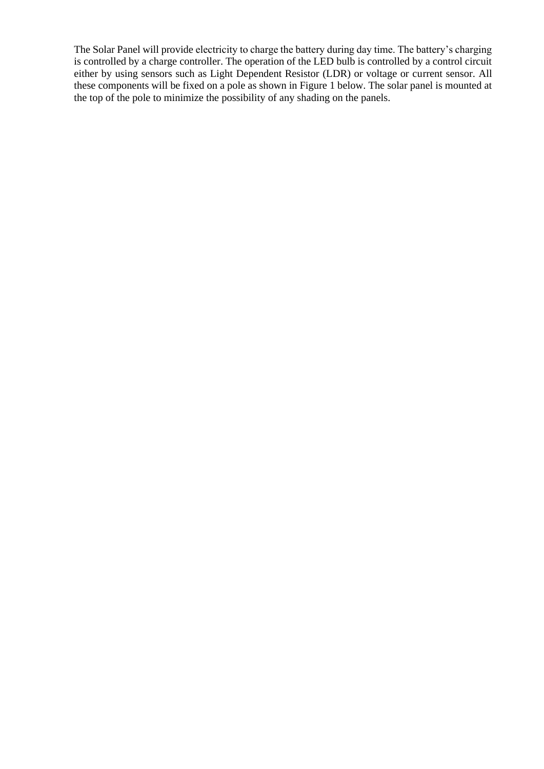The Solar Panel will provide electricity to charge the battery during day time. The battery's charging is controlled by a charge controller. The operation of the LED bulb is controlled by a control circuit either by using sensors such as Light Dependent Resistor (LDR) or voltage or current sensor. All these components will be fixed on a pole as shown in Figure 1 below. The solar panel is mounted at the top of the pole to minimize the possibility of any shading on the panels.